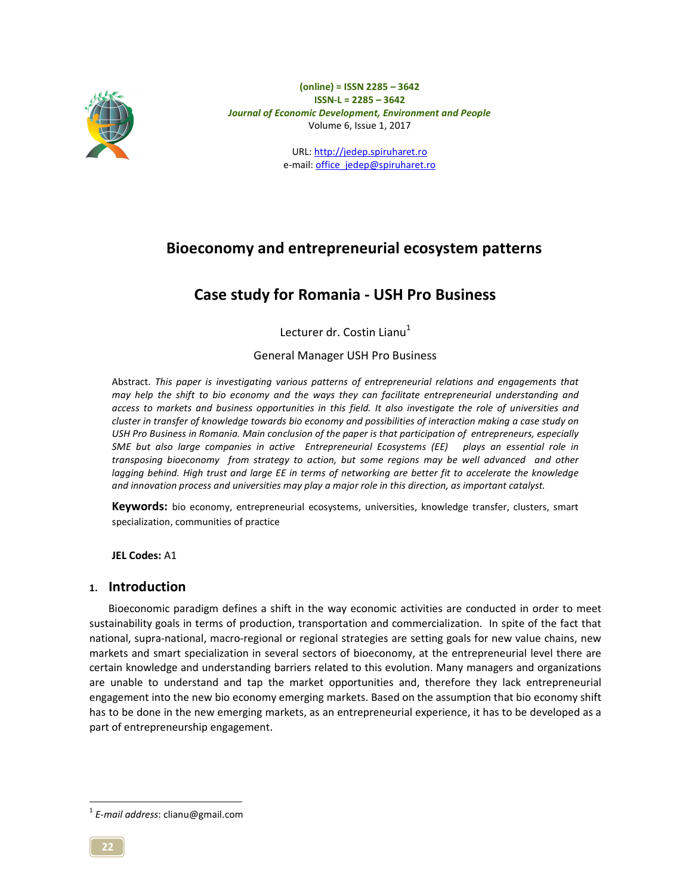# Bioeconomy and entrepreneurial ecosystem patterns

## Case study for Romania - USH Pro Business

Lecturer dr. Costin Lianu[1]

General Manager USH Pro Business

Abstract. *This paper is investigating various patterns of entrepreneurial relations and engagements that may help the shift to bio economy and the ways they can facilitate entrepreneurial understanding and access to markets and business opportunities in this field. It also investigate the role of universities and cluster in transfer of knowledge towards bio economy and possibilities of interaction making a case study on USH Pro Business in Romania. Main conclusion of the paper is that participation of entrepreneurs, especially SME but also large companies in active Entrepreneurial Ecosystems (EE) plays an essential role in transposing bioeconomy from strategy to action, but some regions may be well advanced and other lagging behind. High trust and large EE in terms of networking are better fit to accelerate the knowledge and innovation process and universities may play a major role in this direction, as important catalyst.*

**Keywords:** bio economy, entrepreneurial ecosystems, universities, knowledge transfer, clusters, smart specialization, communities of practice

**JEL Codes:** A1

## 1. Introduction

Bioeconomic paradigm defines a shift in the way economic activities are conducted in order to meet sustainability goals in terms of production, transportation and commercialization. In spite of the fact that national, supra-national, macro-regional or regional strategies are setting goals for new value chains, new markets and smart specialization in several sectors of bioeconomy, at the entrepreneurial level there are certain knowledge and understanding barriers related to this evolution. Many managers and organizations are unable to understand and tap the market opportunities and, therefore they lack entrepreneurial engagement into the new bio economy emerging markets. Based on the assumption that bio economy shift has to be done in the new emerging markets, as an entrepreneurial experience, it has to be developed as a part of entrepreneurship engagement.

---

[1] *E-mail address*: clianu@gmail.com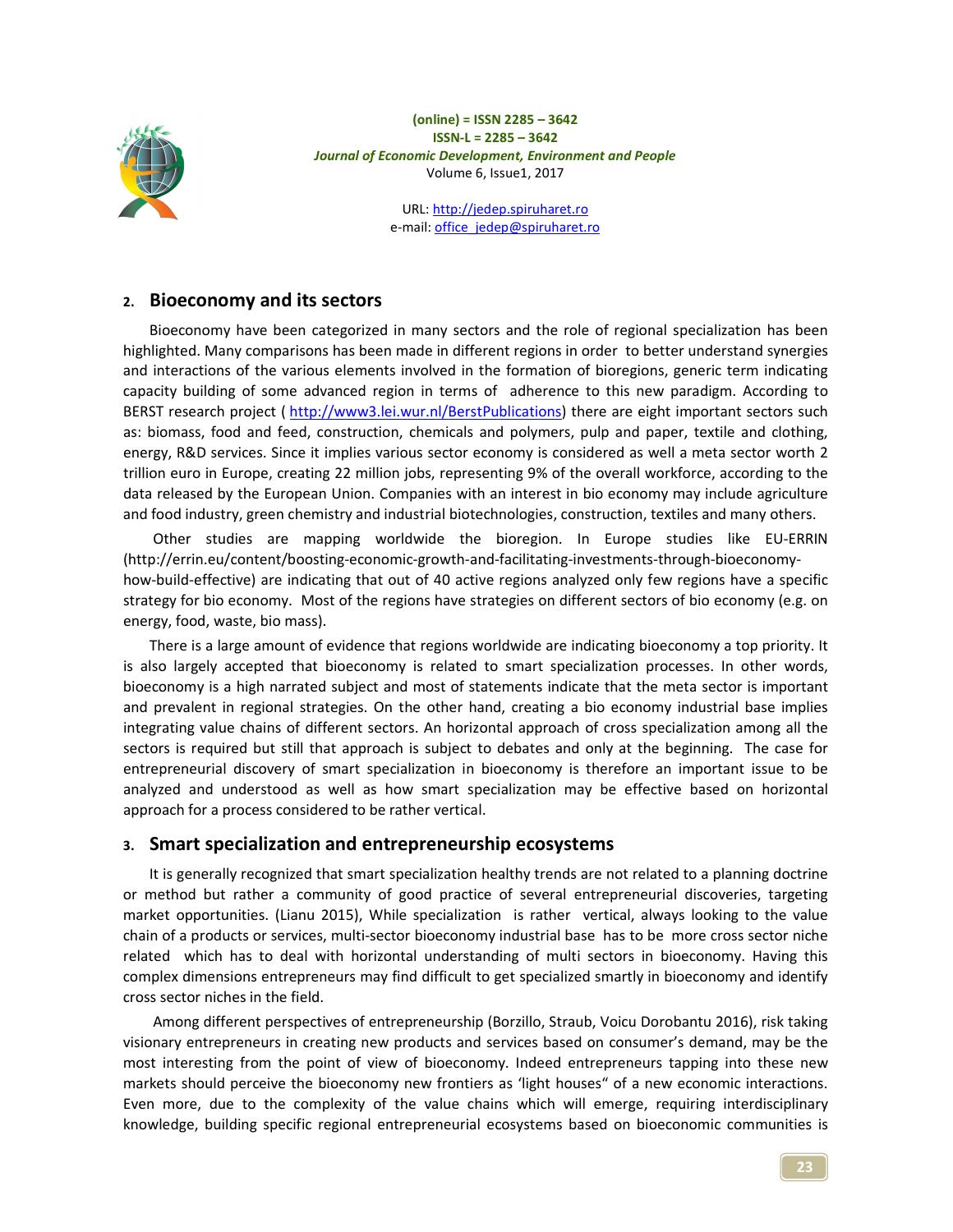## 2. Bioeconomy and its sectors

Bioeconomy have been categorized in many sectors and the role of regional specialization has been highlighted. Many comparisons has been made in different regions in order to better understand synergies and interactions of the various elements involved in the formation of bioregions, generic term indicating capacity building of some advanced region in terms of adherence to this new paradigm. According to BERST research project ( http://www3.lei.wur.nl/BerstPublications) there are eight important sectors such as: biomass, food and feed, construction, chemicals and polymers, pulp and paper, textile and clothing, energy, R&D services. Since it implies various sector economy is considered as well a meta sector worth 2 trillion euro in Europe, creating 22 million jobs, representing 9% of the overall workforce, according to the data released by the European Union. Companies with an interest in bio economy may include agriculture and food industry, green chemistry and industrial biotechnologies, construction, textiles and many others.

Other studies are mapping worldwide the bioregion. In Europe studies like EU-ERRIN (http://errin.eu/content/boosting-economic-growth-and-facilitating-investments-through-bioeconomy-how-build-effective) are indicating that out of 40 active regions analyzed only few regions have a specific strategy for bio economy. Most of the regions have strategies on different sectors of bio economy (e.g. on energy, food, waste, bio mass).

There is a large amount of evidence that regions worldwide are indicating bioeconomy a top priority. It is also largely accepted that bioeconomy is related to smart specialization processes. In other words, bioeconomy is a high narrated subject and most of statements indicate that the meta sector is important and prevalent in regional strategies. On the other hand, creating a bio economy industrial base implies integrating value chains of different sectors. An horizontal approach of cross specialization among all the sectors is required but still that approach is subject to debates and only at the beginning. The case for entrepreneurial discovery of smart specialization in bioeconomy is therefore an important issue to be analyzed and understood as well as how smart specialization may be effective based on horizontal approach for a process considered to be rather vertical.

## 3. Smart specialization and entrepreneurship ecosystems

It is generally recognized that smart specialization healthy trends are not related to a planning doctrine or method but rather a community of good practice of several entrepreneurial discoveries, targeting market opportunities. (Lianu 2015), While specialization is rather vertical, always looking to the value chain of a products or services, multi-sector bioeconomy industrial base has to be more cross sector niche related which has to deal with horizontal understanding of multi sectors in bioeconomy. Having this complex dimensions entrepreneurs may find difficult to get specialized smartly in bioeconomy and identify cross sector niches in the field.

Among different perspectives of entrepreneurship (Borzillo, Straub, Voicu Dorobantu 2016), risk taking visionary entrepreneurs in creating new products and services based on consumer's demand, may be the most interesting from the point of view of bioeconomy. Indeed entrepreneurs tapping into these new markets should perceive the bioeconomy new frontiers as 'light houses" of a new economic interactions. Even more, due to the complexity of the value chains which will emerge, requiring interdisciplinary knowledge, building specific regional entrepreneurial ecosystems based on bioeconomic communities is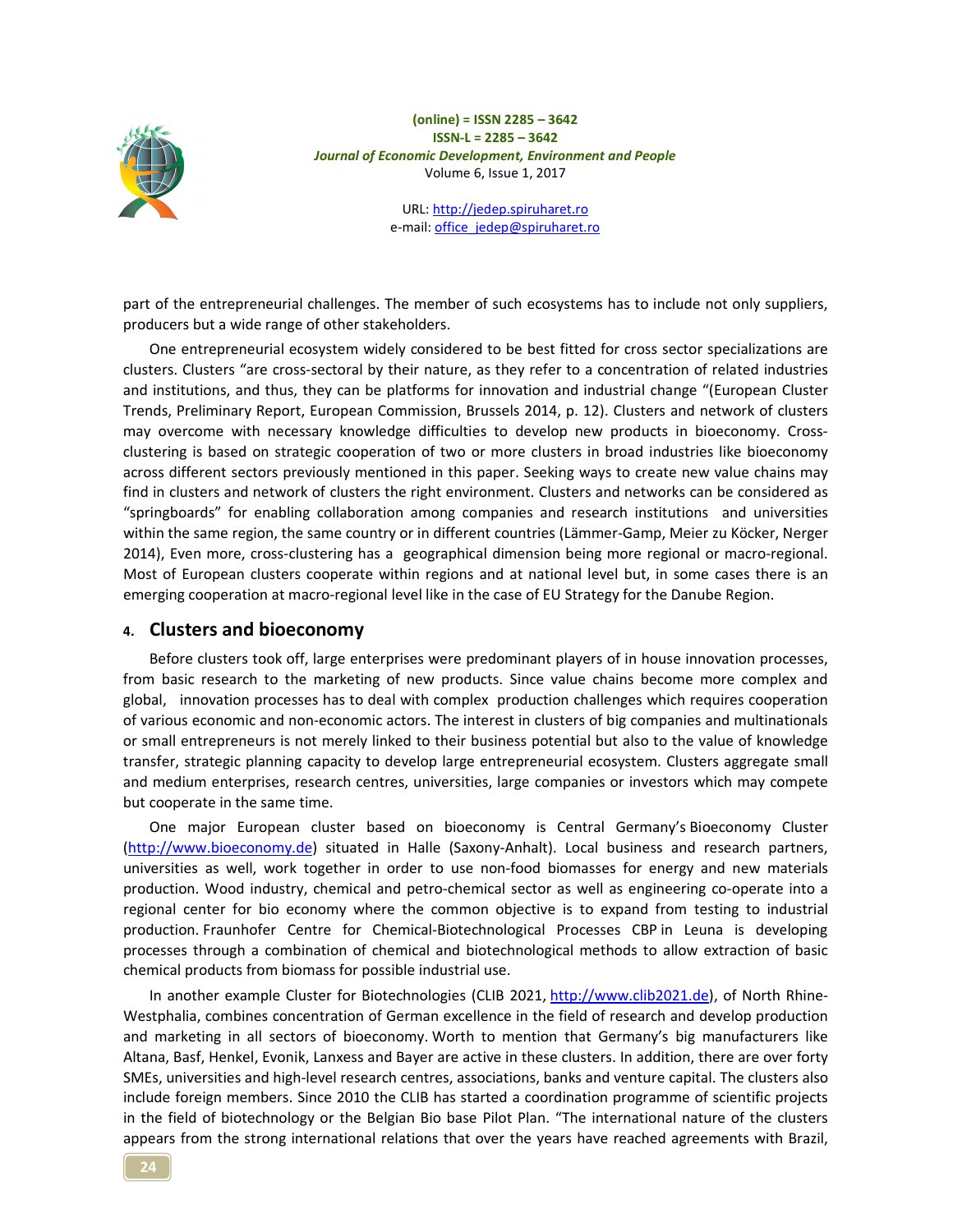part of the entrepreneurial challenges. The member of such ecosystems has to include not only suppliers, producers but a wide range of other stakeholders.

One entrepreneurial ecosystem widely considered to be best fitted for cross sector specializations are clusters. Clusters "are cross-sectoral by their nature, as they refer to a concentration of related industries and institutions, and thus, they can be platforms for innovation and industrial change "(European Cluster Trends, Preliminary Report, European Commission, Brussels 2014, p. 12). Clusters and network of clusters may overcome with necessary knowledge difficulties to develop new products in bioeconomy. Cross-clustering is based on strategic cooperation of two or more clusters in broad industries like bioeconomy across different sectors previously mentioned in this paper. Seeking ways to create new value chains may find in clusters and network of clusters the right environment. Clusters and networks can be considered as "springboards" for enabling collaboration among companies and research institutions and universities within the same region, the same country or in different countries (Lämmer-Gamp, Meier zu Köcker, Nerger 2014), Even more, cross-clustering has a geographical dimension being more regional or macro-regional. Most of European clusters cooperate within regions and at national level but, in some cases there is an emerging cooperation at macro-regional level like in the case of EU Strategy for the Danube Region.

## 4. Clusters and bioeconomy

Before clusters took off, large enterprises were predominant players of in house innovation processes, from basic research to the marketing of new products. Since value chains become more complex and global, innovation processes has to deal with complex production challenges which requires cooperation of various economic and non-economic actors. The interest in clusters of big companies and multinationals or small entrepreneurs is not merely linked to their business potential but also to the value of knowledge transfer, strategic planning capacity to develop large entrepreneurial ecosystem. Clusters aggregate small and medium enterprises, research centres, universities, large companies or investors which may compete but cooperate in the same time.

One major European cluster based on bioeconomy is Central Germany's Bioeconomy Cluster (http://www.bioeconomy.de) situated in Halle (Saxony-Anhalt). Local business and research partners, universities as well, work together in order to use non-food biomasses for energy and new materials production. Wood industry, chemical and petro-chemical sector as well as engineering co-operate into a regional center for bio economy where the common objective is to expand from testing to industrial production. Fraunhofer Centre for Chemical-Biotechnological Processes CBP in Leuna is developing processes through a combination of chemical and biotechnological methods to allow extraction of basic chemical products from biomass for possible industrial use.

In another example Cluster for Biotechnologies (CLIB 2021, http://www.clib2021.de), of North Rhine-Westphalia, combines concentration of German excellence in the field of research and develop production and marketing in all sectors of bioeconomy. Worth to mention that Germany's big manufacturers like Altana, Basf, Henkel, Evonik, Lanxess and Bayer are active in these clusters. In addition, there are over forty SMEs, universities and high-level research centres, associations, banks and venture capital. The clusters also include foreign members. Since 2010 the CLIB has started a coordination programme of scientific projects in the field of biotechnology or the Belgian Bio base Pilot Plan. "The international nature of the clusters appears from the strong international relations that over the years have reached agreements with Brazil,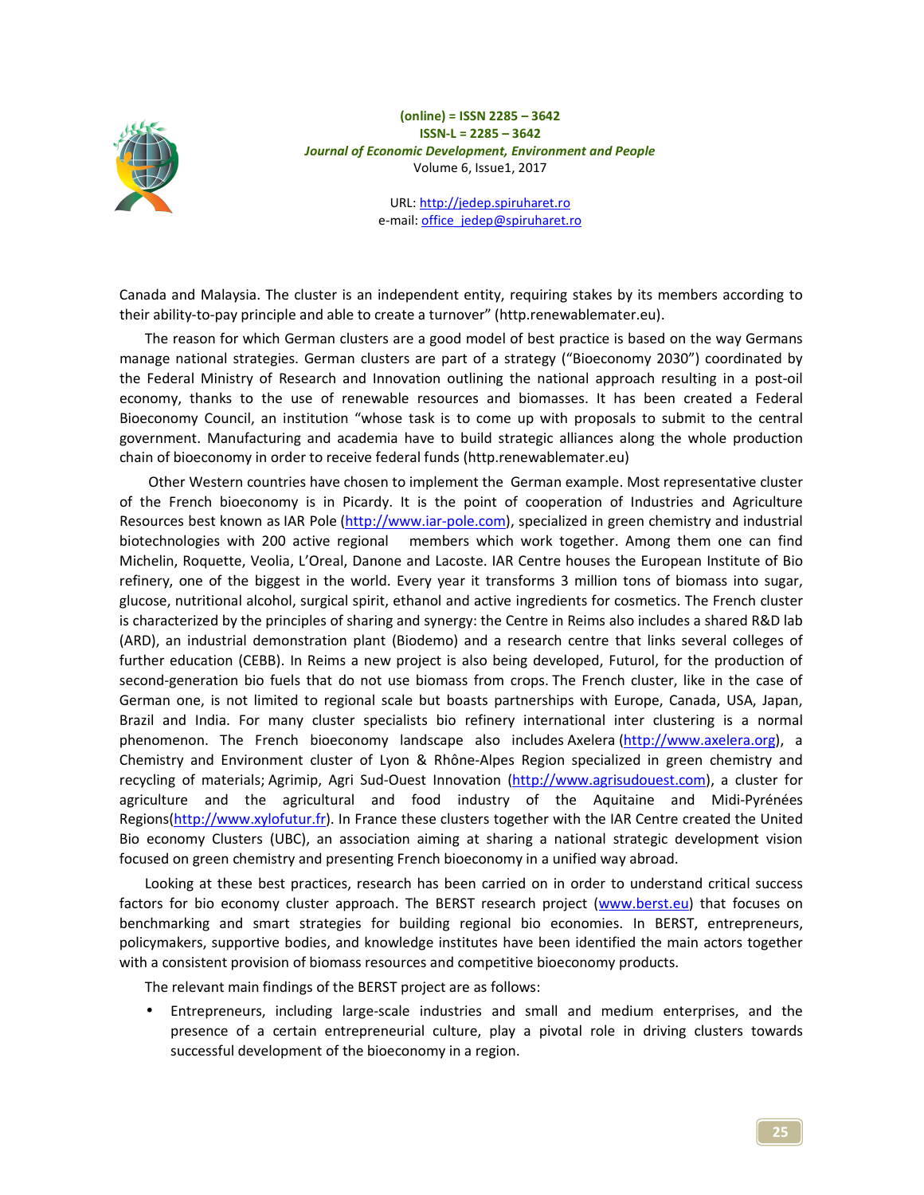Canada and Malaysia. The cluster is an independent entity, requiring stakes by its members according to their ability-to-pay principle and able to create a turnover" (http.renewablemater.eu).

The reason for which German clusters are a good model of best practice is based on the way Germans manage national strategies. German clusters are part of a strategy ("Bioeconomy 2030") coordinated by the Federal Ministry of Research and Innovation outlining the national approach resulting in a post-oil economy, thanks to the use of renewable resources and biomasses. It has been created a Federal Bioeconomy Council, an institution "whose task is to come up with proposals to submit to the central government. Manufacturing and academia have to build strategic alliances along the whole production chain of bioeconomy in order to receive federal funds (http.renewablemater.eu)

Other Western countries have chosen to implement the German example. Most representative cluster of the French bioeconomy is in Picardy. It is the point of cooperation of Industries and Agriculture Resources best known as IAR Pole (http://www.iar-pole.com), specialized in green chemistry and industrial biotechnologies with 200 active regional members which work together. Among them one can find Michelin, Roquette, Veolia, L'Oreal, Danone and Lacoste. IAR Centre houses the European Institute of Bio refinery, one of the biggest in the world. Every year it transforms 3 million tons of biomass into sugar, glucose, nutritional alcohol, surgical spirit, ethanol and active ingredients for cosmetics. The French cluster is characterized by the principles of sharing and synergy: the Centre in Reims also includes a shared R&D lab (ARD), an industrial demonstration plant (Biodemo) and a research centre that links several colleges of further education (CEBB). In Reims a new project is also being developed, Futurol, for the production of second-generation bio fuels that do not use biomass from crops. The French cluster, like in the case of German one, is not limited to regional scale but boasts partnerships with Europe, Canada, USA, Japan, Brazil and India. For many cluster specialists bio refinery international inter clustering is a normal phenomenon. The French bioeconomy landscape also includes Axelera (http://www.axelera.org), a Chemistry and Environment cluster of Lyon & Rhône-Alpes Region specialized in green chemistry and recycling of materials; Agrimip, Agri Sud-Ouest Innovation (http://www.agrisudouest.com), a cluster for agriculture and the agricultural and food industry of the Aquitaine and Midi-Pyrénées Regions(http://www.xylofutur.fr). In France these clusters together with the IAR Centre created the United Bio economy Clusters (UBC), an association aiming at sharing a national strategic development vision focused on green chemistry and presenting French bioeconomy in a unified way abroad.

Looking at these best practices, research has been carried on in order to understand critical success factors for bio economy cluster approach. The BERST research project (www.berst.eu) that focuses on benchmarking and smart strategies for building regional bio economies. In BERST, entrepreneurs, policymakers, supportive bodies, and knowledge institutes have been identified the main actors together with a consistent provision of biomass resources and competitive bioeconomy products.

The relevant main findings of the BERST project are as follows:

- Entrepreneurs, including large-scale industries and small and medium enterprises, and the presence of a certain entrepreneurial culture, play a pivotal role in driving clusters towards successful development of the bioeconomy in a region.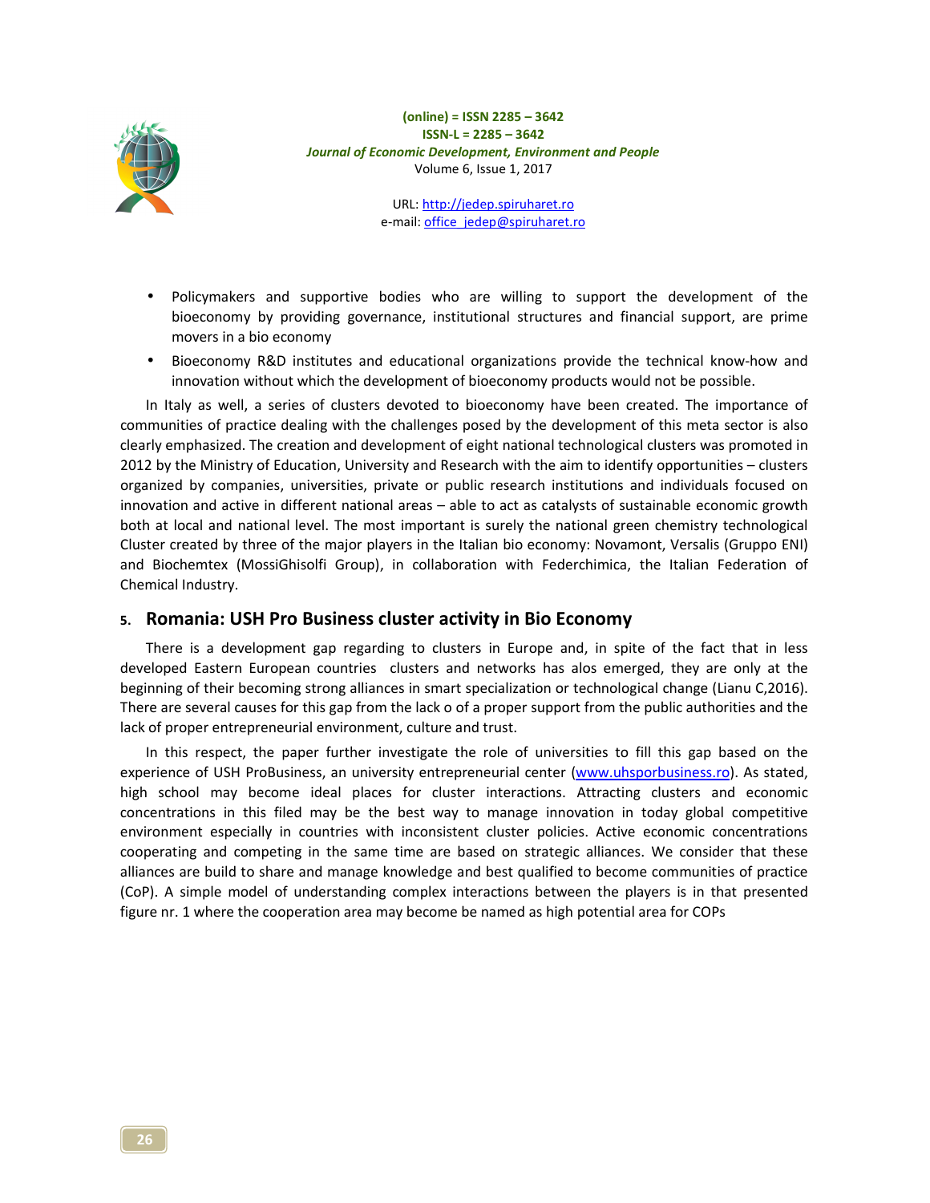- Policymakers and supportive bodies who are willing to support the development of the bioeconomy by providing governance, institutional structures and financial support, are prime movers in a bio economy
- Bioeconomy R&D institutes and educational organizations provide the technical know-how and innovation without which the development of bioeconomy products would not be possible.

In Italy as well, a series of clusters devoted to bioeconomy have been created. The importance of communities of practice dealing with the challenges posed by the development of this meta sector is also clearly emphasized. The creation and development of eight national technological clusters was promoted in 2012 by the Ministry of Education, University and Research with the aim to identify opportunities – clusters organized by companies, universities, private or public research institutions and individuals focused on innovation and active in different national areas – able to act as catalysts of sustainable economic growth both at local and national level. The most important is surely the national green chemistry technological Cluster created by three of the major players in the Italian bio economy: Novamont, Versalis (Gruppo ENI) and Biochemtex (MossiGhisolfi Group), in collaboration with Federchimica, the Italian Federation of Chemical Industry.

## 5. Romania: USH Pro Business cluster activity in Bio Economy

There is a development gap regarding to clusters in Europe and, in spite of the fact that in less developed Eastern European countries clusters and networks has alos emerged, they are only at the beginning of their becoming strong alliances in smart specialization or technological change (Lianu C,2016). There are several causes for this gap from the lack o of a proper support from the public authorities and the lack of proper entrepreneurial environment, culture and trust.

In this respect, the paper further investigate the role of universities to fill this gap based on the experience of USH ProBusiness, an university entrepreneurial center (www.uhsporbusiness.ro). As stated, high school may become ideal places for cluster interactions. Attracting clusters and economic concentrations in this filed may be the best way to manage innovation in today global competitive environment especially in countries with inconsistent cluster policies. Active economic concentrations cooperating and competing in the same time are based on strategic alliances. We consider that these alliances are build to share and manage knowledge and best qualified to become communities of practice (CoP). A simple model of understanding complex interactions between the players is in that presented figure nr. 1 where the cooperation area may become be named as high potential area for COPs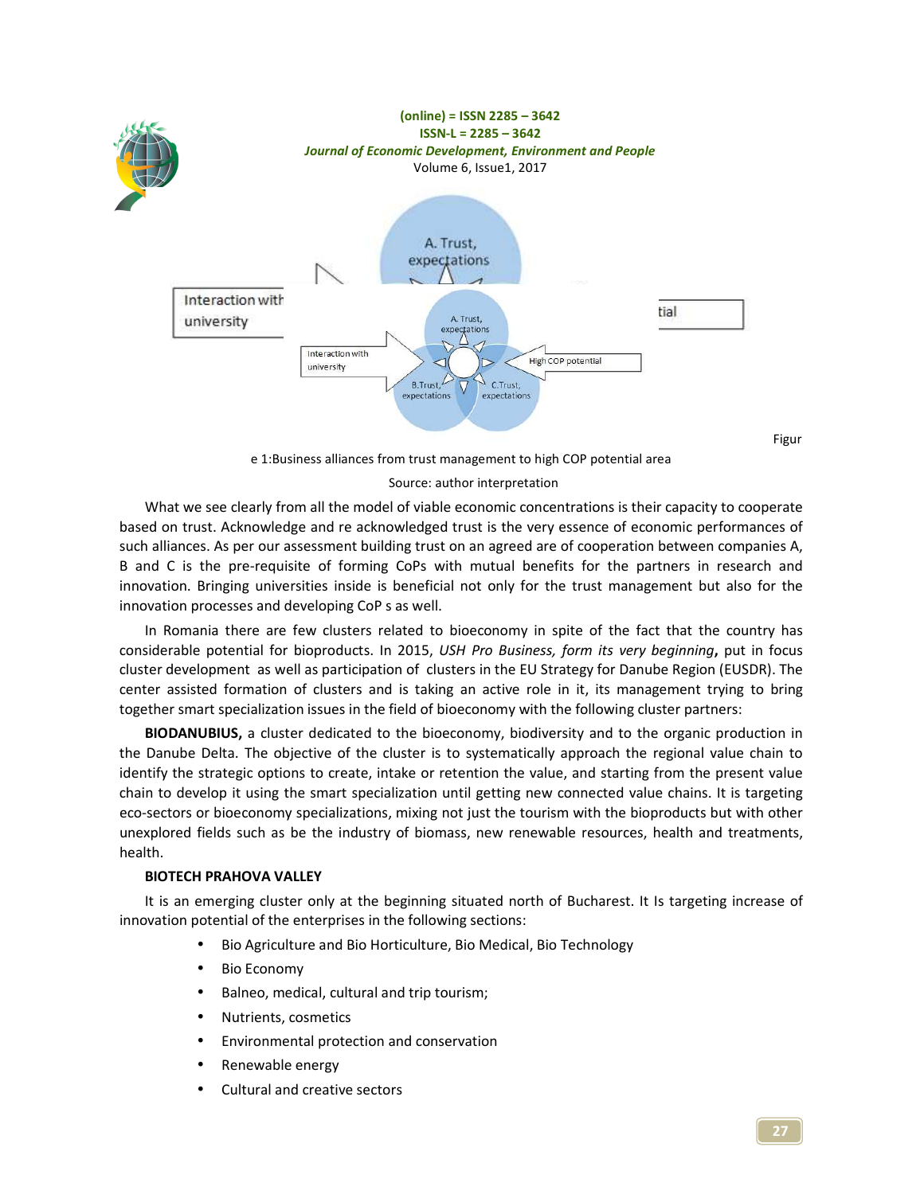Figure 1:Business alliances from trust management to high COP potential area

Source: author interpretation

What we see clearly from all the model of viable economic concentrations is their capacity to cooperate based on trust. Acknowledge and re acknowledged trust is the very essence of economic performances of such alliances. As per our assessment building trust on an agreed are of cooperation between companies A, B and C is the pre-requisite of forming CoPs with mutual benefits for the partners in research and innovation. Bringing universities inside is beneficial not only for the trust management but also for the innovation processes and developing CoP s as well.

In Romania there are few clusters related to bioeconomy in spite of the fact that the country has considerable potential for bioproducts. In 2015, *USH Pro Business, form its very beginning***,** put in focus cluster development as well as participation of clusters in the EU Strategy for Danube Region (EUSDR). The center assisted formation of clusters and is taking an active role in it, its management trying to bring together smart specialization issues in the field of bioeconomy with the following cluster partners:

**BIODANUBIUS,** a cluster dedicated to the bioeconomy, biodiversity and to the organic production in the Danube Delta. The objective of the cluster is to systematically approach the regional value chain to identify the strategic options to create, intake or retention the value, and starting from the present value chain to develop it using the smart specialization until getting new connected value chains. It is targeting eco-sectors or bioeconomy specializations, mixing not just the tourism with the bioproducts but with other unexplored fields such as be the industry of biomass, new renewable resources, health and treatments, health.

**BIOTECH PRAHOVA VALLEY**

It is an emerging cluster only at the beginning situated north of Bucharest. It Is targeting increase of innovation potential of the enterprises in the following sections:

- Bio Agriculture and Bio Horticulture, Bio Medical, Bio Technology
- Bio Economy
- Balneo, medical, cultural and trip tourism;
- Nutrients, cosmetics
- Environmental protection and conservation
- Renewable energy
- Cultural and creative sectors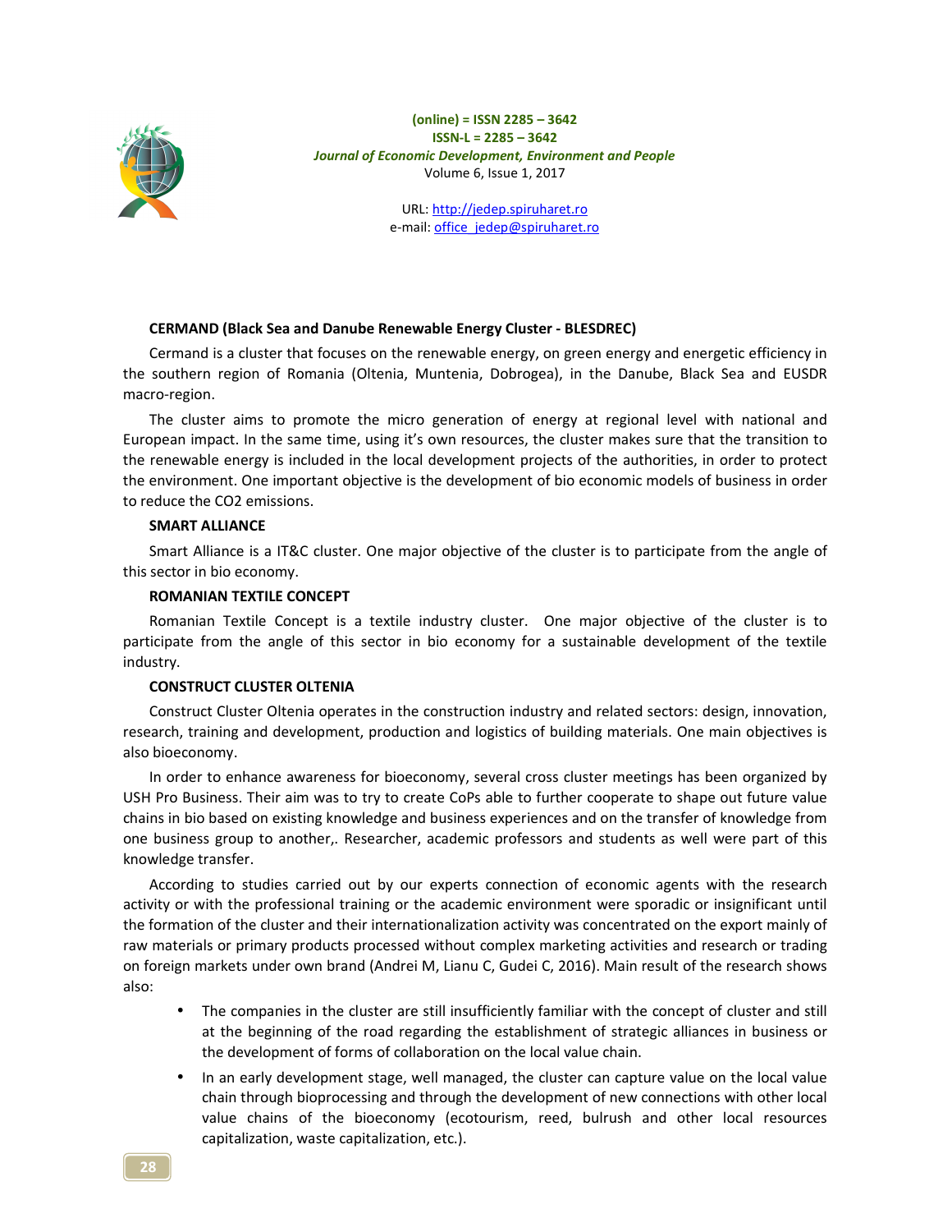**CERMAND (Black Sea and Danube Renewable Energy Cluster - BLESDREC)**

Cermand is a cluster that focuses on the renewable energy, on green energy and energetic efficiency in the southern region of Romania (Oltenia, Muntenia, Dobrogea), in the Danube, Black Sea and EUSDR macro-region.

The cluster aims to promote the micro generation of energy at regional level with national and European impact. In the same time, using it's own resources, the cluster makes sure that the transition to the renewable energy is included in the local development projects of the authorities, in order to protect the environment. One important objective is the development of bio economic models of business in order to reduce the $CO_2$ emissions.

**SMART ALLIANCE**

Smart Alliance is a IT&C cluster. One major objective of the cluster is to participate from the angle of this sector in bio economy.

**ROMANIAN TEXTILE CONCEPT**

Romanian Textile Concept is a textile industry cluster. One major objective of the cluster is to participate from the angle of this sector in bio economy for a sustainable development of the textile industry.

**CONSTRUCT CLUSTER OLTENIA**

Construct Cluster Oltenia operates in the construction industry and related sectors: design, innovation, research, training and development, production and logistics of building materials. One main objectives is also bioeconomy.

In order to enhance awareness for bioeconomy, several cross cluster meetings has been organized by USH Pro Business. Their aim was to try to create CoPs able to further cooperate to shape out future value chains in bio based on existing knowledge and business experiences and on the transfer of knowledge from one business group to another,. Researcher, academic professors and students as well were part of this knowledge transfer.

According to studies carried out by our experts connection of economic agents with the research activity or with the professional training or the academic environment were sporadic or insignificant until the formation of the cluster and their internationalization activity was concentrated on the export mainly of raw materials or primary products processed without complex marketing activities and research or trading on foreign markets under own brand (Andrei M, Lianu C, Gudei C, 2016). Main result of the research shows also:

- The companies in the cluster are still insufficiently familiar with the concept of cluster and still at the beginning of the road regarding the establishment of strategic alliances in business or the development of forms of collaboration on the local value chain.
- In an early development stage, well managed, the cluster can capture value on the local value chain through bioprocessing and through the development of new connections with other local value chains of the bioeconomy (ecotourism, reed, bulrush and other local resources capitalization, waste capitalization, etc.).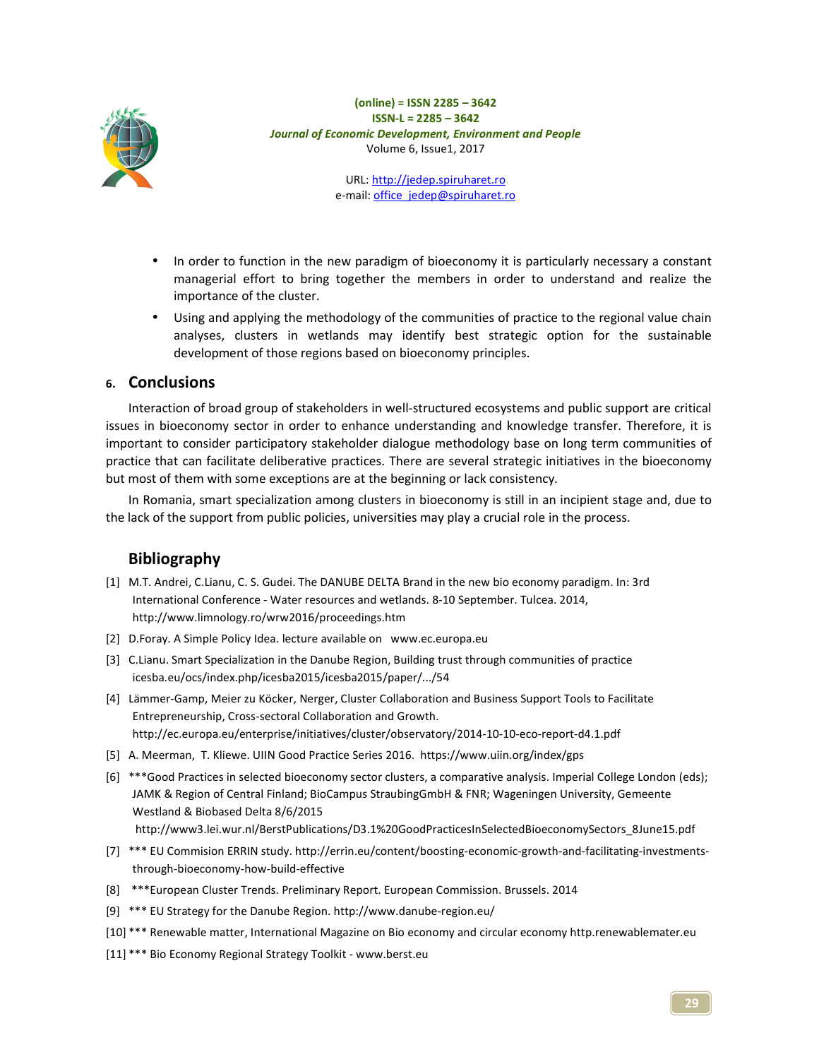- In order to function in the new paradigm of bioeconomy it is particularly necessary a constant managerial effort to bring together the members in order to understand and realize the importance of the cluster.
- Using and applying the methodology of the communities of practice to the regional value chain analyses, clusters in wetlands may identify best strategic option for the sustainable development of those regions based on bioeconomy principles.

## 6. Conclusions

Interaction of broad group of stakeholders in well-structured ecosystems and public support are critical issues in bioeconomy sector in order to enhance understanding and knowledge transfer. Therefore, it is important to consider participatory stakeholder dialogue methodology base on long term communities of practice that can facilitate deliberative practices. There are several strategic initiatives in the bioeconomy but most of them with some exceptions are at the beginning or lack consistency.

In Romania, smart specialization among clusters in bioeconomy is still in an incipient stage and, due to the lack of the support from public policies, universities may play a crucial role in the process.

## Bibliography

[1] M.T. Andrei, C.Lianu, C. S. Gudei. The DANUBE DELTA Brand in the new bio economy paradigm. In: 3rd International Conference - Water resources and wetlands. 8-10 September. Tulcea. 2014, http://www.limnology.ro/wrw2016/proceedings.htm

[2] D.Foray. A Simple Policy Idea. lecture available on www.ec.europa.eu

[3] C.Lianu. Smart Specialization in the Danube Region, Building trust through communities of practice icesba.eu/ocs/index.php/icesba2015/icesba2015/paper/.../54

[4] Lämmer-Gamp, Meier zu Köcker, Nerger, Cluster Collaboration and Business Support Tools to Facilitate Entrepreneurship, Cross-sectoral Collaboration and Growth. http://ec.europa.eu/enterprise/initiatives/cluster/observatory/2014-10-10-eco-report-d4.1.pdf

[5] A. Meerman, T. Kliewe. UIIN Good Practice Series 2016. https://www.uiin.org/index/gps

[6] ***Good Practices in selected bioeconomy sector clusters, a comparative analysis. Imperial College London (eds); JAMK & Region of Central Finland; BioCampus StraubingGmbH & FNR; Wageningen University, Gemeente Westland & Biobased Delta 8/6/2015 http://www3.lei.wur.nl/BerstPublications/D3.1%20GoodPracticesInSelectedBioeconomySectors_8June15.pdf

[7] *** EU Commision ERRIN study. http://errin.eu/content/boosting-economic-growth-and-facilitating-investments-through-bioeconomy-how-build-effective

[8] ***European Cluster Trends. Preliminary Report. European Commission. Brussels. 2014

[9] *** EU Strategy for the Danube Region. http://www.danube-region.eu/

[10] *** Renewable matter, International Magazine on Bio economy and circular economy http.renewablemater.eu

[11] *** Bio Economy Regional Strategy Toolkit - www.berst.eu